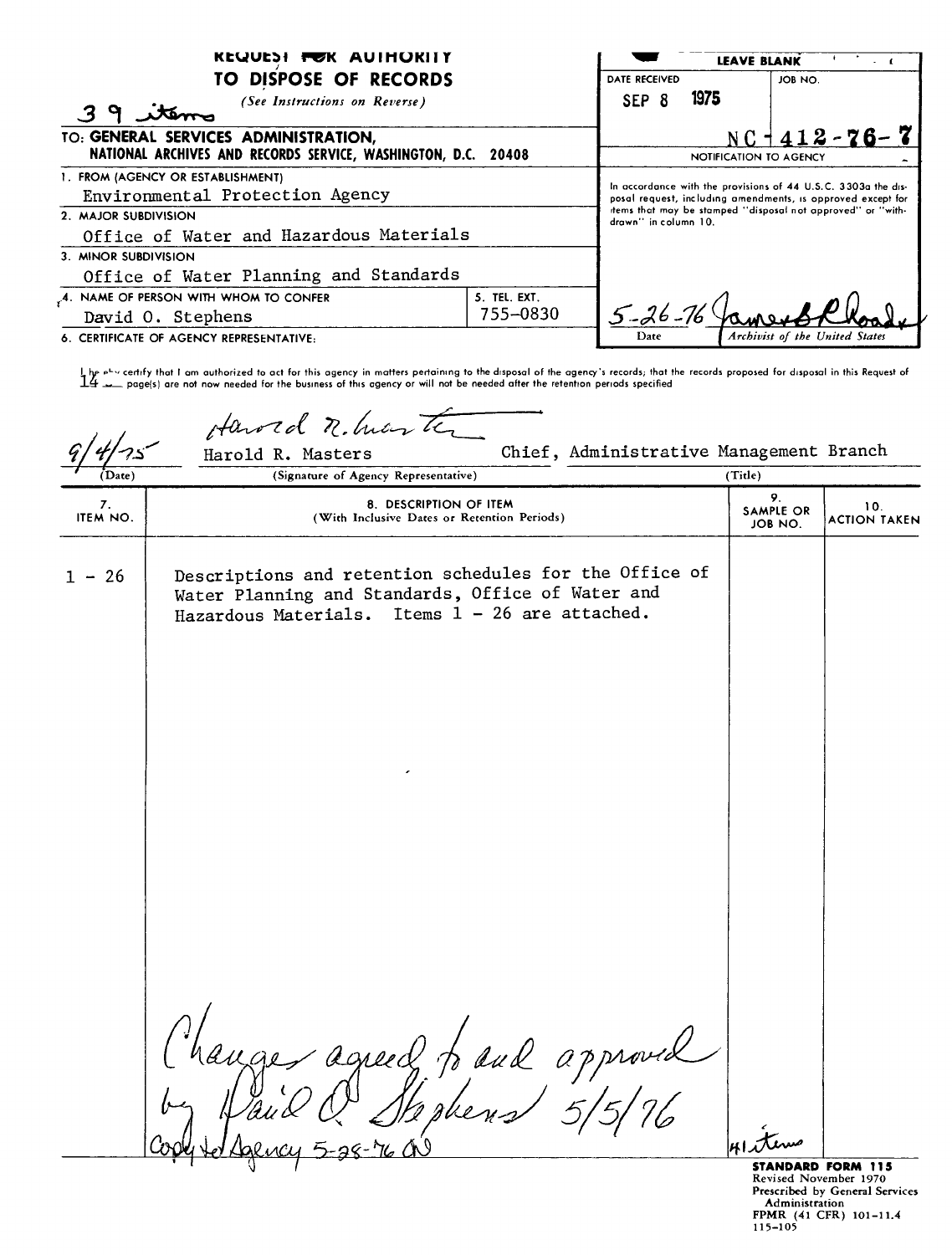# REQUEST FOR AUTHORITY TO DISPOSE OF RECORDS

*(See Instructions on Reverse)*

39 items

TO: **GENERAL SERVICES ADMINISTRATION, NATIONAL ARCHIVES AND RECORDS SERVICE, WASHINGTON, D.C. 20408**

| LEAVE BLANK | |
|---|---|
| DATE RECEIVED | JOB NO. |
| SEP 8 1975 | NC-412-76-7 |

NOTIFICATION TO AGENCY

In accordance with the provisions of 44 U.S.C. 3303a the disposal request, including amendments, is approved except for items that may be stamped "disposal not approved" or "withdrawn" in column 10.

5-26-76 James B Rhoads
Date — Archivist of the United States

1. FROM (AGENCY OR ESTABLISHMENT)
Environmental Protection Agency

2. MAJOR SUBDIVISION
Office of Water and Hazardous Materials

3. MINOR SUBDIVISION
Office of Water Planning and Standards

4. NAME OF PERSON WITH WHOM TO CONFER
David O. Stephens

5. TEL. EXT.
755-0830

6. CERTIFICATE OF AGENCY REPRESENTATIVE:

I hereby certify that I am authorized to act for this agency in matters pertaining to the disposal of the agency's records; that the records proposed for disposal in this Request of 14 page(s) are not now needed for the business of this agency or will not be needed after the retention periods specified

| (Date) | (Signature of Agency Representative) | (Title) |
|---|---|---|
| 9/4/75 | Harold R. Masters | Chief, Administrative Management Branch |

| 7. ITEM NO. | 8. DESCRIPTION OF ITEM (With Inclusive Dates or Retention Periods) | 9. SAMPLE OR JOB NO. | 10. ACTION TAKEN |
|---|---|---|---|
| 1 - 26 | Descriptions and retention schedules for the Office of Water Planning and Standards, Office of Water and Hazardous Materials. Items 1 - 26 are attached. | | |

Changes agreed to and approved by David O. Stephens 5/5/76

Copy to Agency 5-28-76 (N)

41 items

**STANDARD FORM 115**
Revised November 1970
Prescribed by General Services Administration
FPMR (41 CFR) 101-11.4
115-105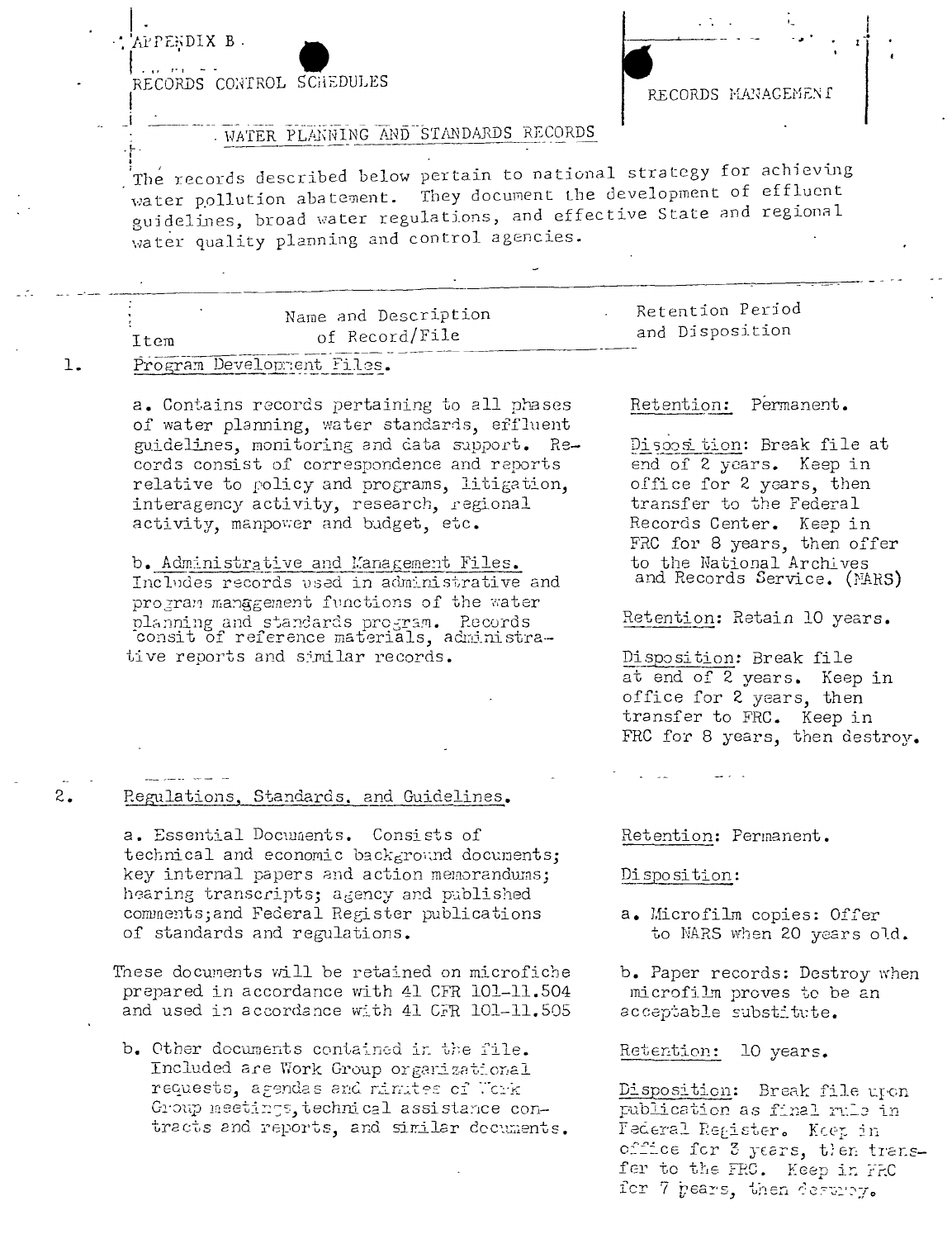APPENDIX B

RECORDS CONTROL SCHEDULES

RECORDS MANAGEMENT

## WATER PLANNING AND STANDARDS RECORDS

The records described below pertain to national strategy for achieving water pollution abatement. They document the development of effluent guidelines, broad water regulations, and effective State and regional water quality planning and control agencies.

| Item | Name and Description of Record/File | Retention Period and Disposition |
|---|---|---|
| 1. | Program Development Files. | |
| | a. Contains records pertaining to all phases of water planning, water standards, effluent guidelines, monitoring and data support. Records consist of correspondence and reports relative to policy and programs, litigation, interagency activity, research, regional activity, manpower and budget, etc. | Retention: Permanent.<br><br>Disposition: Break file at end of 2 years. Keep in office for 2 years, then transfer to the Federal Records Center. Keep in FRC for 8 years, then offer to the National Archives and Records Service. (NARS) |
| | b. Administrative and Management Files. Includes records used in administrative and program manggement functions of the water planning and standards program. Records consit of reference materials, administrative reports and similar records. | Retention: Retain 10 years.<br><br>Disposition: Break file at end of 2 years. Keep in office for 2 years, then transfer to FRC. Keep in FRC for 8 years, then destroy. |
| 2. | Regulations, Standards, and Guidelines. | |
| | a. Essential Documents. Consists of technical and economic background documents; key internal papers and action memorandums; hearing transcripts; agency and published comments;and Federal Register publications of standards and regulations.<br><br>These documents will be retained on microfiche prepared in accordance with 41 CFR 101-11.504 and used in accordance with 41 CFR 101-11.505 | Retention: Permanent.<br><br>Disposition:<br><br>a. Microfilm copies: Offer to NARS when 20 years old.<br><br>b. Paper records: Destroy when microfilm proves to be an acceptable substitute. |
| | b. Other documents contained in the file. Included are Work Group organizational requests, agendas and minutes of Work Group meetings, technical assistance contracts and reports, and similar documents. | Retention: 10 years.<br><br>Disposition: Break file upon publication as final rule in Federal Register. Keep in office for 3 years, then transfer to the FRC. Keep in FRC for 7 years, then destroy. |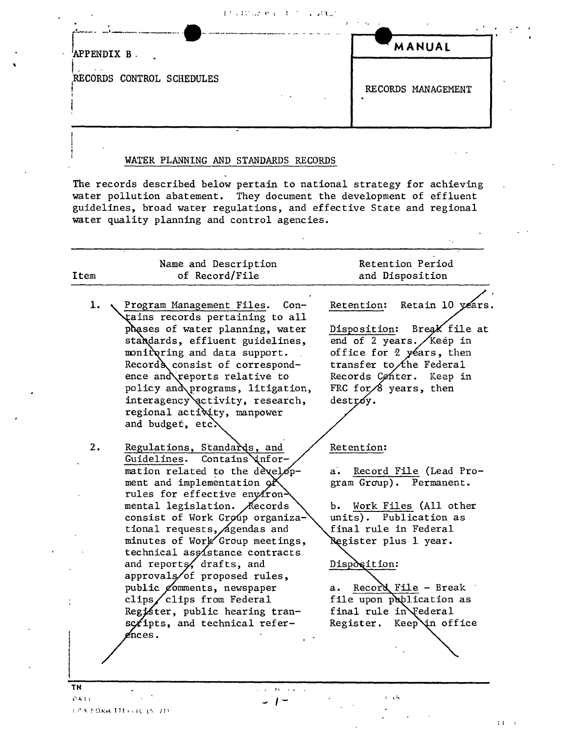APPENDIX B

RECORDS CONTROL SCHEDULES

MANUAL

RECORDS MANAGEMENT

## WATER PLANNING AND STANDARDS RECORDS

The records described below pertain to national strategy for achieving water pollution abatement. They document the development of effluent guidelines, broad water regulations, and effective State and regional water quality planning and control agencies.

| Item | Name and Description of Record/File | Retention Period and Disposition |
|---|---|---|
| 1. | Program Management Files. Contains records pertaining to all phases of water planning, water standards, effluent guidelines, monitoring and data support. Records consist of correspondence and reports relative to policy and programs, litigation, interagency activity, research, regional activity, manpower and budget, etc. | Retention: Retain 10 years.<br><br>Disposition: Break file at end of 2 years. Keep in office for 2 years, then transfer to the Federal Records Center. Keep in FRC for 8 years, then destroy. |
| 2. | Regulations, Standards, and Guidelines. Contains information related to the development and implementation of rules for effective environmental legislation. Records consist of Work Group organizational requests, agendas and minutes of Work Group meetings, technical assistance contracts and reports, drafts, and approvals of proposed rules, public comments, newspaper clips, clips from Federal Register, public hearing transcripts, and technical references. | Retention:<br><br>a. Record File (Lead Program Group). Permanent.<br><br>b. Work Files (All other units). Publication as final rule in Federal Register plus 1 year.<br><br>Disposition:<br><br>a. Record File - Break file upon publication as final rule in Federal Register. Keep in office |

TN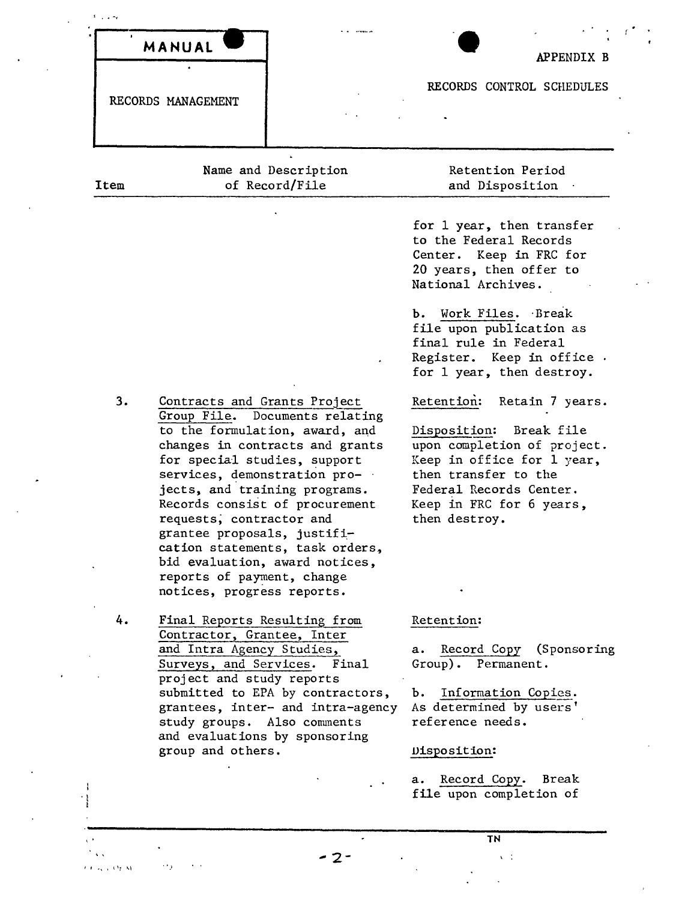| Item | Name and Description of Record/File | Retention Period and Disposition |
|---|---|---|
| | | for 1 year, then transfer to the Federal Records Center. Keep in FRC for 20 years, then offer to National Archives.<br><br>b. Work Files. Break file upon publication as final rule in Federal Register. Keep in office for 1 year, then destroy. |
| 3. | Contracts and Grants Project Group File. Documents relating to the formulation, award, and changes in contracts and grants for special studies, support services, demonstration projects, and training programs. Records consist of procurement requests, contractor and grantee proposals, justification statements, task orders, bid evaluation, award notices, reports of payment, change notices, progress reports. | Retention: Retain 7 years.<br><br>Disposition: Break file upon completion of project. Keep in office for 1 year, then transfer to the Federal Records Center. Keep in FRC for 6 years, then destroy. |
| 4. | Final Reports Resulting from Contractor, Grantee, Inter and Intra Agency Studies, Surveys, and Services. Final project and study reports submitted to EPA by contractors, grantees, inter- and intra-agency study groups. Also comments and evaluations by sponsoring group and others. | Retention:<br><br>a. Record Copy (Sponsoring Group). Permanent.<br><br>b. Information Copies. As determined by users' reference needs.<br><br>Disposition:<br><br>a. Record Copy. Break file upon completion of |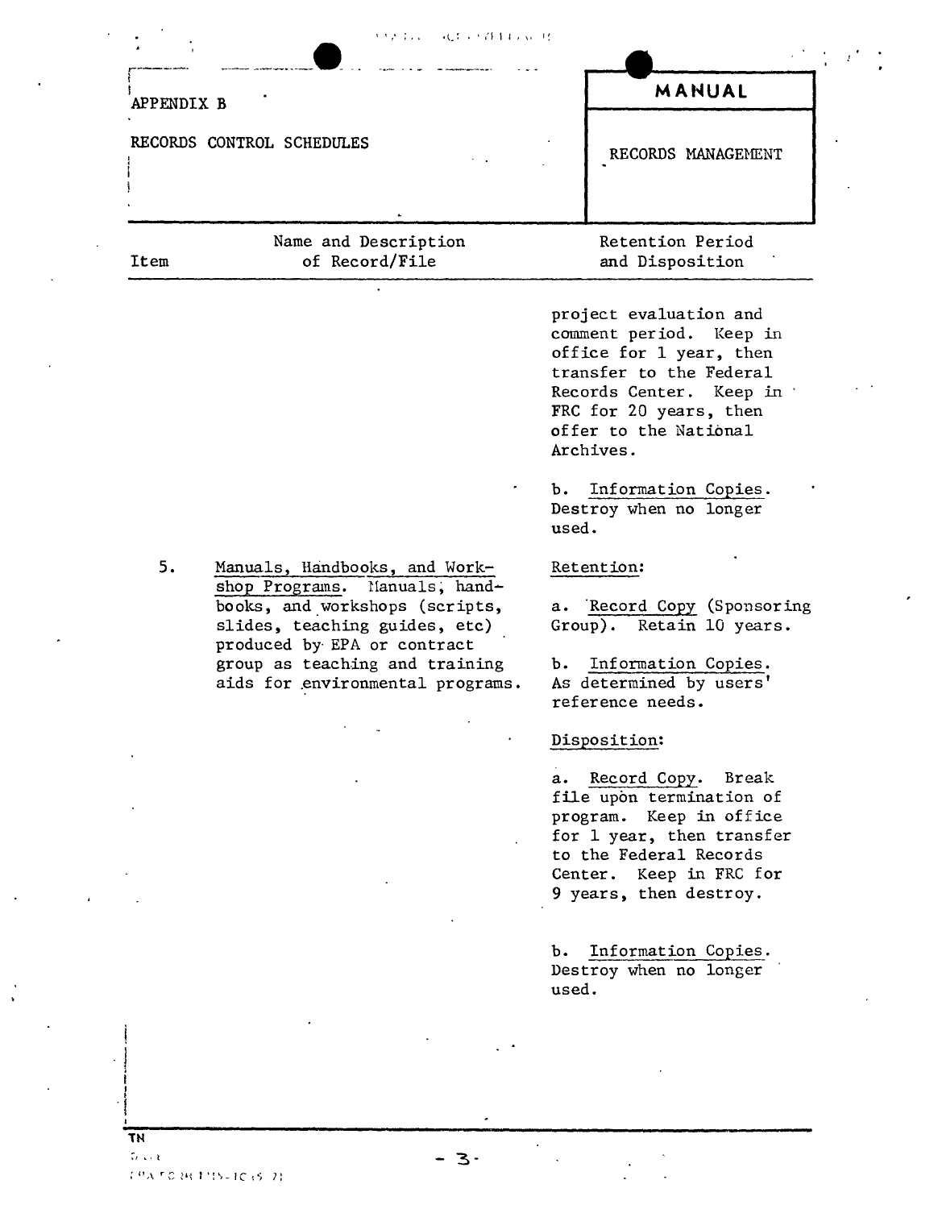APPENDIX B

RECORDS CONTROL SCHEDULES

**MANUAL**

RECORDS MANAGEMENT

| Item | Name and Description of Record/File | Retention Period and Disposition |
|---|---|---|
| | | project evaluation and comment period. Keep in office for 1 year, then transfer to the Federal Records Center. Keep in FRC for 20 years, then offer to the National Archives. |
| | | b. Information Copies. Destroy when no longer used. |
| 5. | Manuals, Handbooks, and Workshop Programs. Manuals, handbooks, and workshops (scripts, slides, teaching guides, etc) produced by EPA or contract group as teaching and training aids for environmental programs. | Retention:<br><br>a. Record Copy (Sponsoring Group). Retain 10 years.<br><br>b. Information Copies. As determined by users' reference needs.<br><br>Disposition:<br><br>a. Record Copy. Break file upon termination of program. Keep in office for 1 year, then transfer to the Federal Records Center. Keep in FRC for 9 years, then destroy.<br><br>b. Information Copies. Destroy when no longer used. |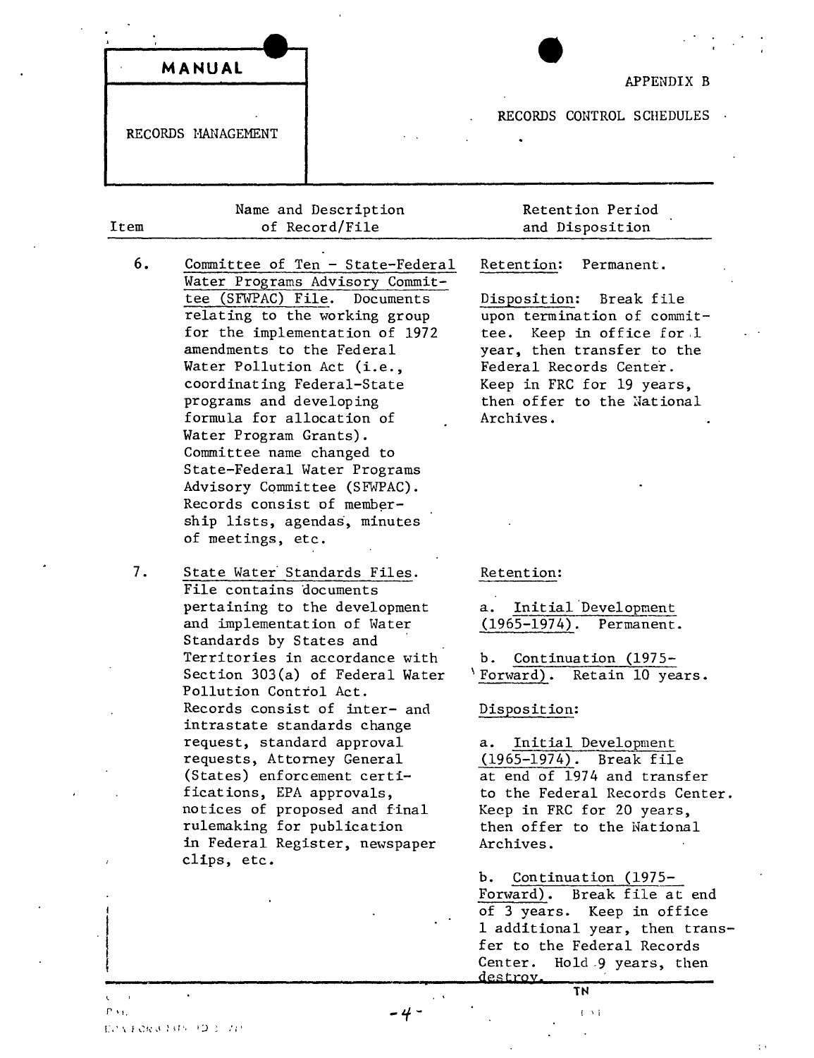MANUAL

RECORDS MANAGEMENT

APPENDIX B

RECORDS CONTROL SCHEDULES

| Item | Name and Description of Record/File | Retention Period and Disposition |
|---|---|---|
| 6. | Committee of Ten - State-Federal Water Programs Advisory Committee (SFWPAC) File. Documents relating to the working group for the implementation of 1972 amendments to the Federal Water Pollution Act (i.e., coordinating Federal-State programs and developing formula for allocation of Water Program Grants). Committee name changed to State-Federal Water Programs Advisory Committee (SFWPAC). Records consist of membership lists, agendas, minutes of meetings, etc. | Retention: Permanent.<br><br>Disposition: Break file upon termination of committee. Keep in office for 1 year, then transfer to the Federal Records Center. Keep in FRC for 19 years, then offer to the National Archives. |
| 7. | State Water Standards Files. File contains documents pertaining to the development and implementation of Water Standards by States and Territories in accordance with Section 303(a) of Federal Water Pollution Control Act. Records consist of inter- and intrastate standards change request, standard approval requests, Attorney General (States) enforcement certifications, EPA approvals, notices of proposed and final rulemaking for publication in Federal Register, newspaper clips, etc. | Retention:<br><br>a. Initial Development (1965-1974). Permanent.<br><br>b. Continuation (1975-Forward). Retain 10 years.<br><br>Disposition:<br><br>a. Initial Development (1965-1974). Break file at end of 1974 and transfer to the Federal Records Center. Keep in FRC for 20 years, then offer to the National Archives.<br><br>b. Continuation (1975-Forward). Break file at end of 3 years. Keep in office 1 additional year, then transfer to the Federal Records Center. Hold 9 years, then destroy. |

TN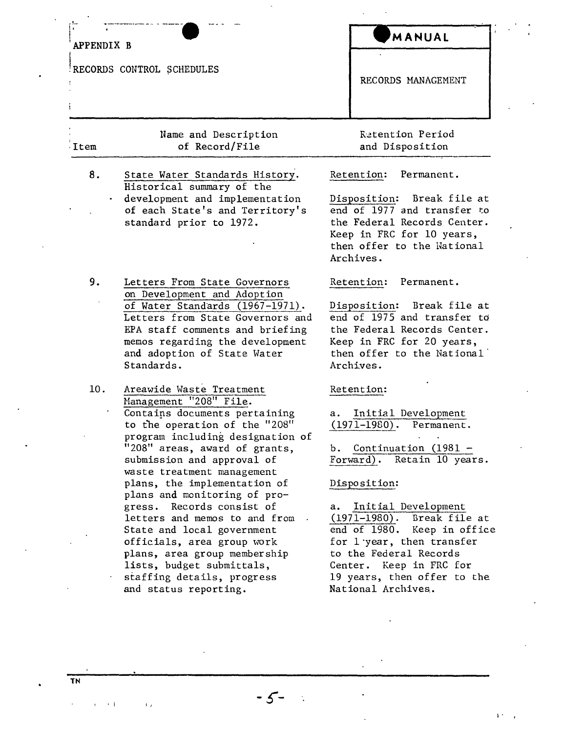APPENDIX B

RECORDS CONTROL SCHEDULES

MANUAL

RECORDS MANAGEMENT

| Item | Name and Description of Record/File | Retention Period and Disposition |
|---|---|---|
| 8. | State Water Standards History. Historical summary of the development and implementation of each State's and Territory's standard prior to 1972. | Retention: Permanent.<br><br>Disposition: Break file at end of 1977 and transfer to the Federal Records Center. Keep in FRC for 10 years, then offer to the National Archives. |
| 9. | Letters From State Governors on Development and Adoption of Water Standards (1967-1971). Letters from State Governors and EPA staff comments and briefing memos regarding the development and adoption of State Water Standards. | Retention: Permanent.<br><br>Disposition: Break file at end of 1975 and transfer to the Federal Records Center. Keep in FRC for 20 years, then offer to the National Archives. |
| 10. | Areawide Waste Treatment Management "208" File. Contains documents pertaining to the operation of the "208" program including designation of "208" areas, award of grants, submission and approval of waste treatment management plans, the implementation of plans and monitoring of progress. Records consist of letters and memos to and from State and local government officials, area group work plans, area group membership lists, budget submittals, staffing details, progress and status reporting. | Retention:<br><br>a. Initial Development (1971-1980). Permanent.<br><br>b. Continuation (1981 - Forward). Retain 10 years.<br><br>Disposition:<br><br>a. Initial Development (1971-1980). Break file at end of 1980. Keep in office for 1 year, then transfer to the Federal Records Center. Keep in FRC for 19 years, then offer to the National Archives. |

TN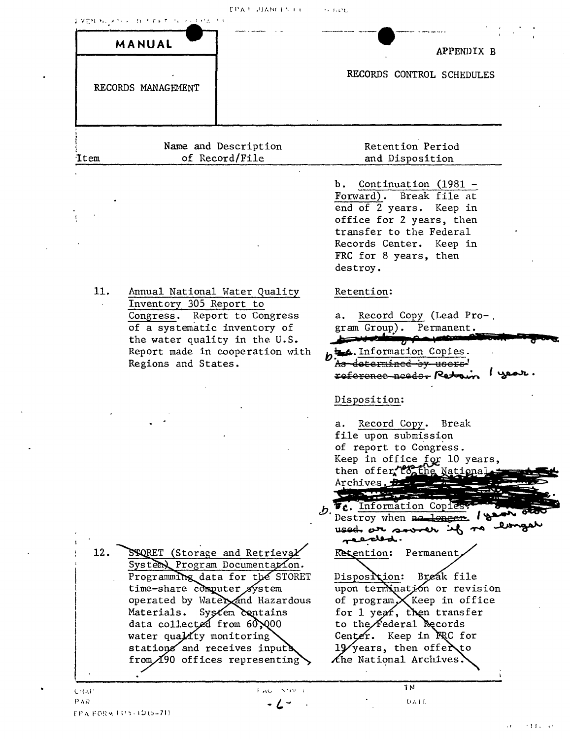| MANUAL | APPENDIX B |
| --- | --- |
| RECORDS MANAGEMENT | RECORDS CONTROL SCHEDULES |

| Item | Name and Description of Record/File | Retention Period and Disposition |
| --- | --- | --- |
| | | b. Continuation (1981 - Forward). Break file at end of 2 years. Keep in office for 2 years, then transfer to the Federal Records Center. Keep in FRC for 8 years, then destroy. |
| 11. | Annual National Water Quality Inventory 305 Report to Congress. Report to Congress of a systematic inventory of the water quality in the U.S. Report made in cooperation with Regions and States. | Retention:<br><br>a. Record Copy (Lead Program Group). Permanent.<br><br>b. Information Copies. ~~As determined by users' reference needs.~~ Retain 1 year.<br><br>Disposition:<br><br>a. Record Copy. Break file upon submission of report to Congress. Keep in office for 10 years, then offer to the National Archives.<br><br>b. Information Copies. Destroy when ~~no longer used.~~ 1 year old or sooner if no longer needed. |
| 12. | ~~STORET (Storage and Retrieval System) Program Documentation. Programming data for the STORET time-share computer system operated by Water and Hazardous Materials. System contains data collected from 60,000 water quality monitoring stations and receives inputs from 190 offices representing~~ | ~~Retention: Permanent.~~<br><br>~~Disposition: Break file upon termination or revision of program. Keep in office for 1 year, then transfer to the Federal Records Center. Keep in FRC for 19 years, then offer to the National Archives.~~ |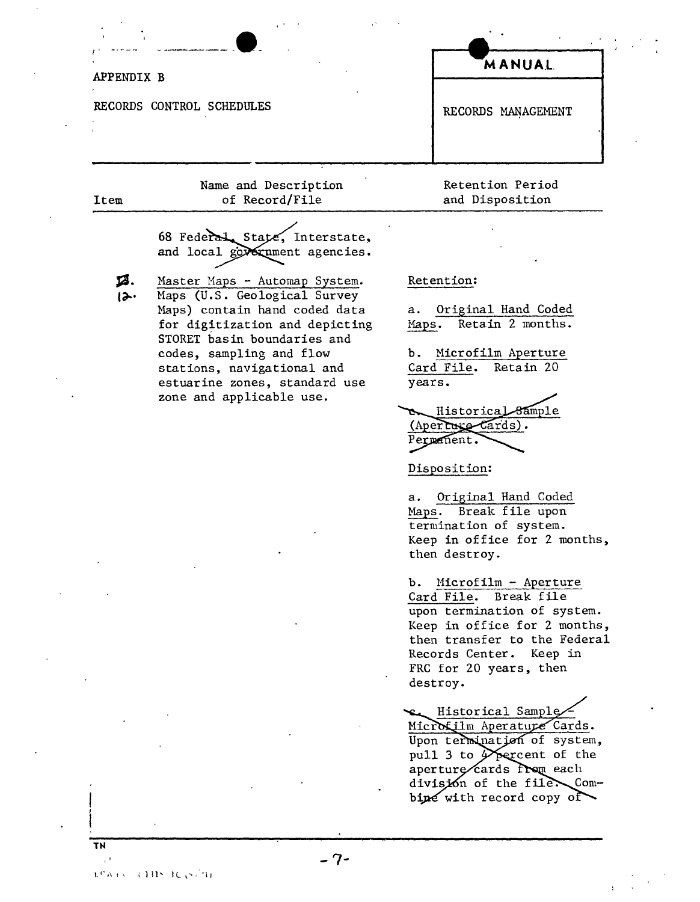APPENDIX B

RECORDS CONTROL SCHEDULES

| MANUAL |
| --- |
| RECORDS MANAGEMENT |

| Item | Name and Description of Record/File | Retention Period and Disposition |
| --- | --- | --- |
| | 68 Federal, State, Interstate, and local government agencies. | |
| 12. | Master Maps - Automap System. Maps (U.S. Geological Survey Maps) contain hand coded data for digitization and depicting STORET basin boundaries and codes, sampling and flow stations, navigational and estuarine zones, standard use zone and applicable use. | Retention:<br><br>a. Original Hand Coded Maps. Retain 2 months.<br><br>b. Microfilm Aperture Card File. Retain 20 years.<br><br>~~c. Historical Sample (Aperture Cards). Permanent.~~<br><br>Disposition:<br><br>a. Original Hand Coded Maps. Break file upon termination of system. Keep in office for 2 months, then destroy.<br><br>b. Microfilm - Aperture Card File. Break file upon termination of system. Keep in office for 2 months, then transfer to the Federal Records Center. Keep in FRC for 20 years, then destroy.<br><br>~~c. Historical Sample - Microfilm Aperature Cards. Upon termination of system, pull 3 to 4 percent of the aperture cards from each division of the file. Combine with record copy of~~ |

TN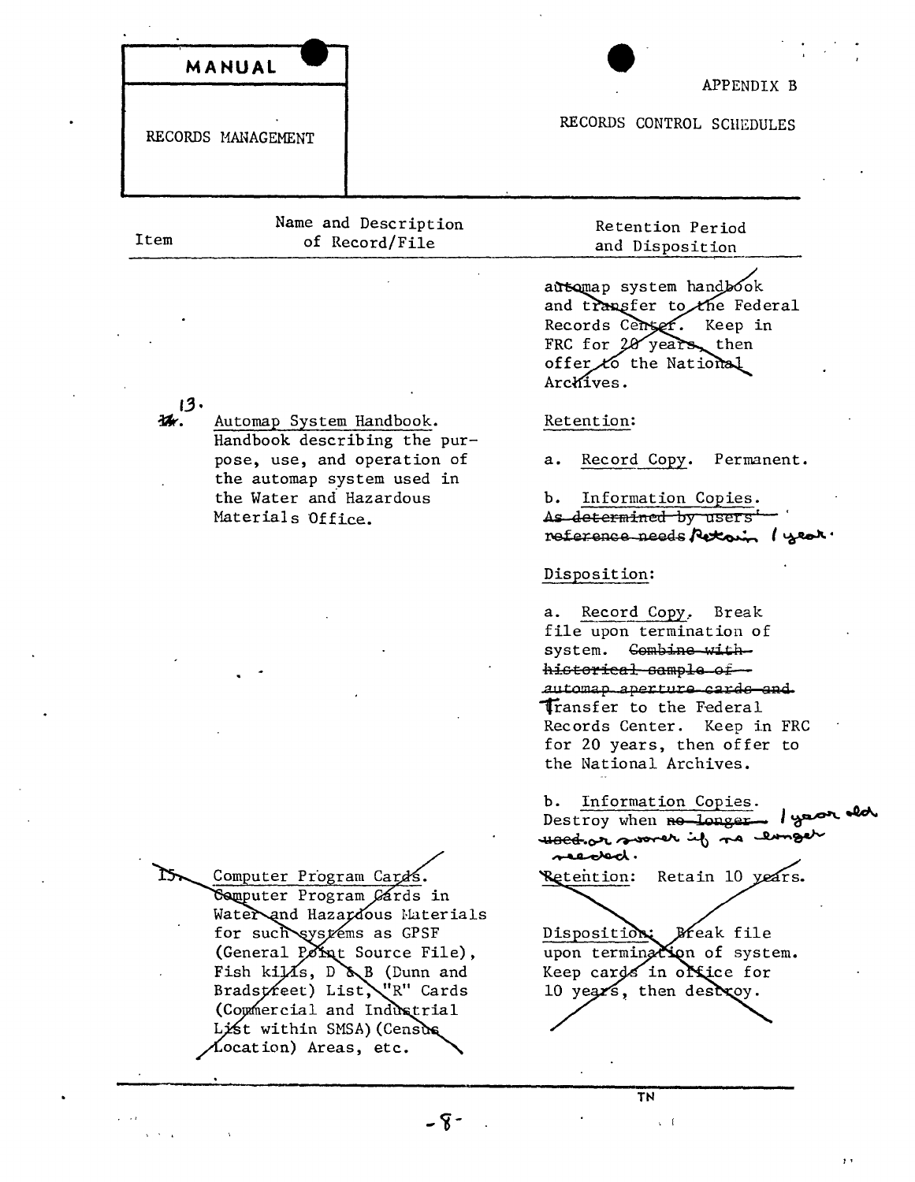| MANUAL | APPENDIX B |
|---|---|
| RECORDS MANAGEMENT | RECORDS CONTROL SCHEDULES |

| Item | Name and Description of Record/File | Retention Period and Disposition |
|---|---|---|
| | | ~~automap system handbook and transfer to the Federal Records Center. Keep in FRC for 20 years, then offer to the National Archives.~~ |
| 13. ~~14.~~ | Automap System Handbook. Handbook describing the purpose, use, and operation of the automap system used in the Water and Hazardous Materials Office. | Retention:<br><br>a. Record Copy. Permanent.<br><br>b. Information Copies. ~~As determined by users' reference needs~~ Retain 1 year.<br><br>Disposition:<br><br>a. Record Copy. Break file upon termination of system. ~~Combine with historical sample of automap aperture cards and~~ Transfer to the Federal Records Center. Keep in FRC for 20 years, then offer to the National Archives.<br><br>b. Information Copies. Destroy when ~~no longer used~~ 1 year old or sooner if no longer needed. |
| ~~15.~~ | ~~Computer Program Cards. Computer Program Cards in Water and Hazardous Materials for such systems as GPSF (General Point Source File), Fish kills, D & B (Dunn and Bradstreet) List, "R" Cards (Commercial and Industrial List within SMSA) (Census Location) Areas, etc.~~ | ~~Retention: Retain 10 years.~~<br><br>~~Disposition: Break file upon termination of system. Keep cards in office for 10 years, then destroy.~~ |

TN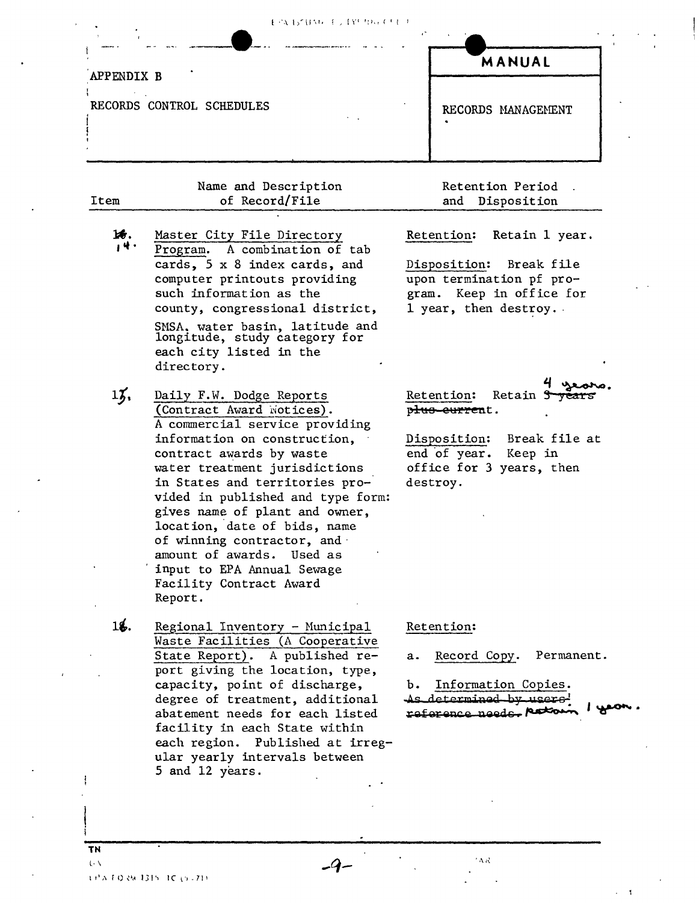APPENDIX B

RECORDS CONTROL SCHEDULES

**MANUAL**

RECORDS MANAGEMENT

| Item | Name and Description of Record/File | Retention Period and Disposition |
|---|---|---|
| 14. | Master City File Directory Program. A combination of tab cards, 5 x 8 index cards, and computer printouts providing such information as the county, congressional district, SMSA, water basin, latitude and longitude, study category for each city listed in the directory. | Retention: Retain 1 year.<br><br>Disposition: Break file upon termination pf program. Keep in office for 1 year, then destroy. |
| 15. | Daily F.W. Dodge Reports (Contract Award Notices). A commercial service providing information on construction, contract awards by waste water treatment jurisdictions in States and territories provided in published and type form: gives name of plant and owner, location, date of bids, name of winning contractor, and amount of awards. Used as input to EPA Annual Sewage Facility Contract Award Report. | Retention: Retain ~~3 years plus current~~ 4 years.<br><br>Disposition: Break file at end of year. Keep in office for 3 years, then destroy. |
| 16. | Regional Inventory - Municipal Waste Facilities (A Cooperative State Report). A published report giving the location, type, capacity, point of discharge, degree of treatment, additional abatement needs for each listed facility in each State within each region. Published at irregular yearly intervals between 5 and 12 years. | Retention:<br><br>a. Record Copy. Permanent.<br><br>b. Information Copies. ~~As determined by users' reference needs.~~ Retain 1 year. |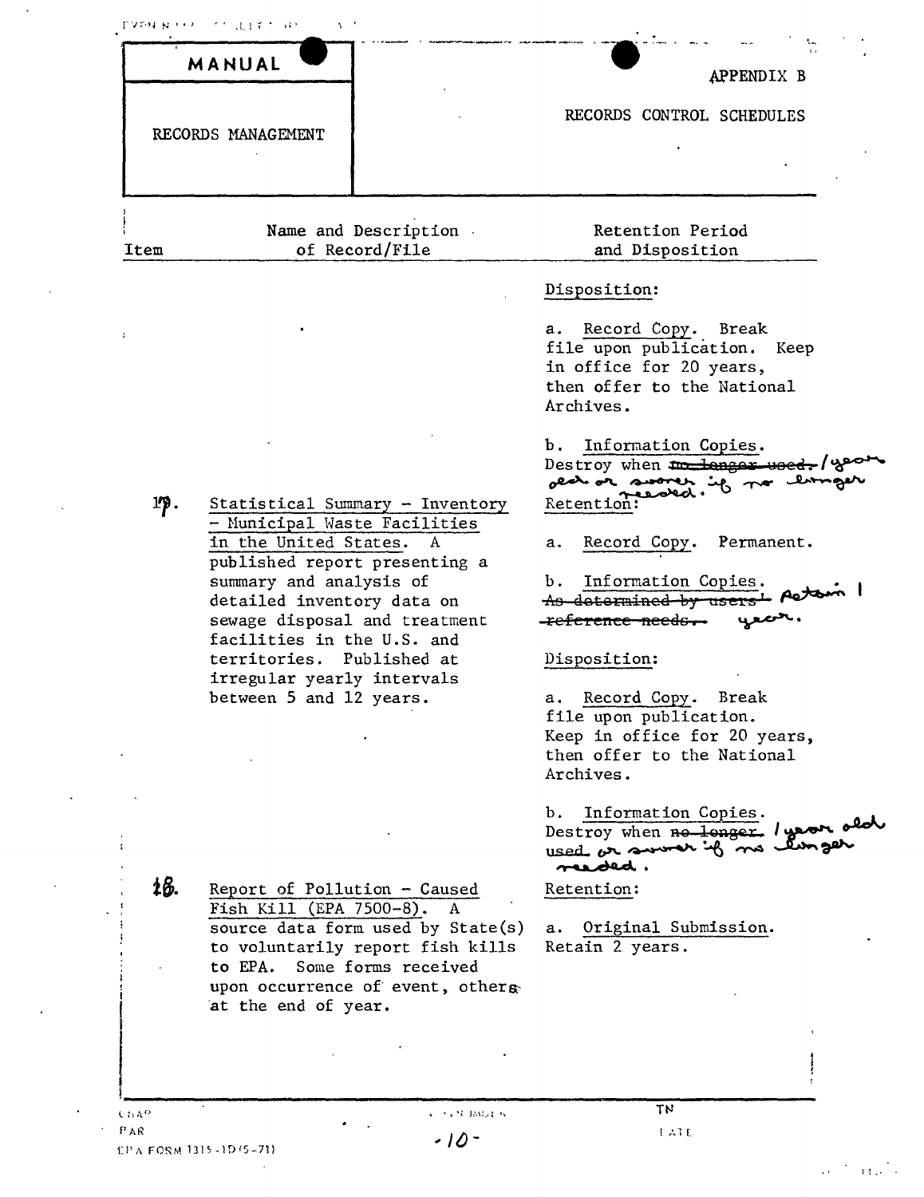| MANUAL | APPENDIX B |
| --- | --- |
| RECORDS MANAGEMENT | RECORDS CONTROL SCHEDULES |

| Item | Name and Description of Record/File | Retention Period and Disposition |
| --- | --- | --- |
| | | Disposition: a. Record Copy. Break file upon publication. Keep in office for 20 years, then offer to the National Archives. b. Information Copies. Destroy when ~~no longer used.~~ 1 year old or sooner if no longer needed. |
| 17. | Statistical Summary - Inventory - Municipal Waste Facilities in the United States. A published report presenting a summary and analysis of detailed inventory data on sewage disposal and treatment facilities in the U.S. and territories. Published at irregular yearly intervals between 5 and 12 years. | Retention: a. Record Copy. Permanent. b. Information Copies. ~~As determined by users' reference needs.~~ Retain 1 year. Disposition: a. Record Copy. Break file upon publication. Keep in office for 20 years, then offer to the National Archives. b. Information Copies. Destroy when ~~no longer used.~~ 1 year old or sooner if no longer needed. |
| 18. | Report of Pollution - Caused Fish Kill (EPA 7500-8). A source data form used by State(s) to voluntarily report fish kills to EPA. Some forms received upon occurrence of event, others at the end of year. | Retention: a. Original Submission. Retain 2 years. |

EPA FORM 1315-1D (5-71)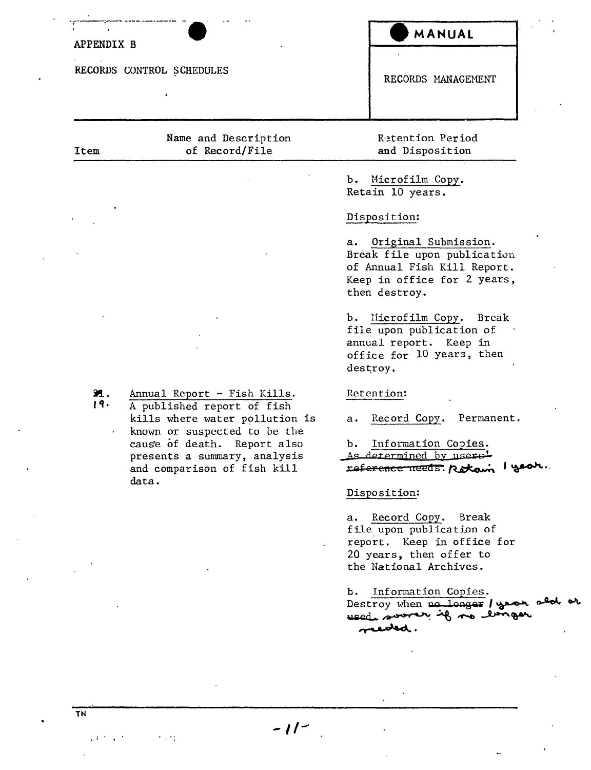APPENDIX B

RECORDS CONTROL SCHEDULES

MANUAL

RECORDS MANAGEMENT

| Item | Name and Description of Record/File | Retention Period and Disposition |
|---|---|---|
| | | b. Microfilm Copy. Retain 10 years.<br><br>Disposition:<br><br>a. Original Submission. Break file upon publication of Annual Fish Kill Report. Keep in office for 2 years, then destroy.<br><br>b. Microfilm Copy. Break file upon publication of annual report. Keep in office for 10 years, then destroy. |
| ~~21~~. 19. | Annual Report - Fish Kills. A published report of fish kills where water pollution is known or suspected to be the cause of death. Report also presents a summary, analysis and comparison of fish kill data. | Retention:<br><br>a. Record Copy. Permanent.<br><br>b. Information Copies. ~~As determined by users' reference needs.~~ Retain 1 year.<br><br>Disposition:<br><br>a. Record Copy. Break file upon publication of report. Keep in office for 20 years, then offer to the National Archives.<br><br>b. Information Copies. Destroy when ~~no longer~~ 1 year old or ~~used.~~ sooner if no longer needed. |

TN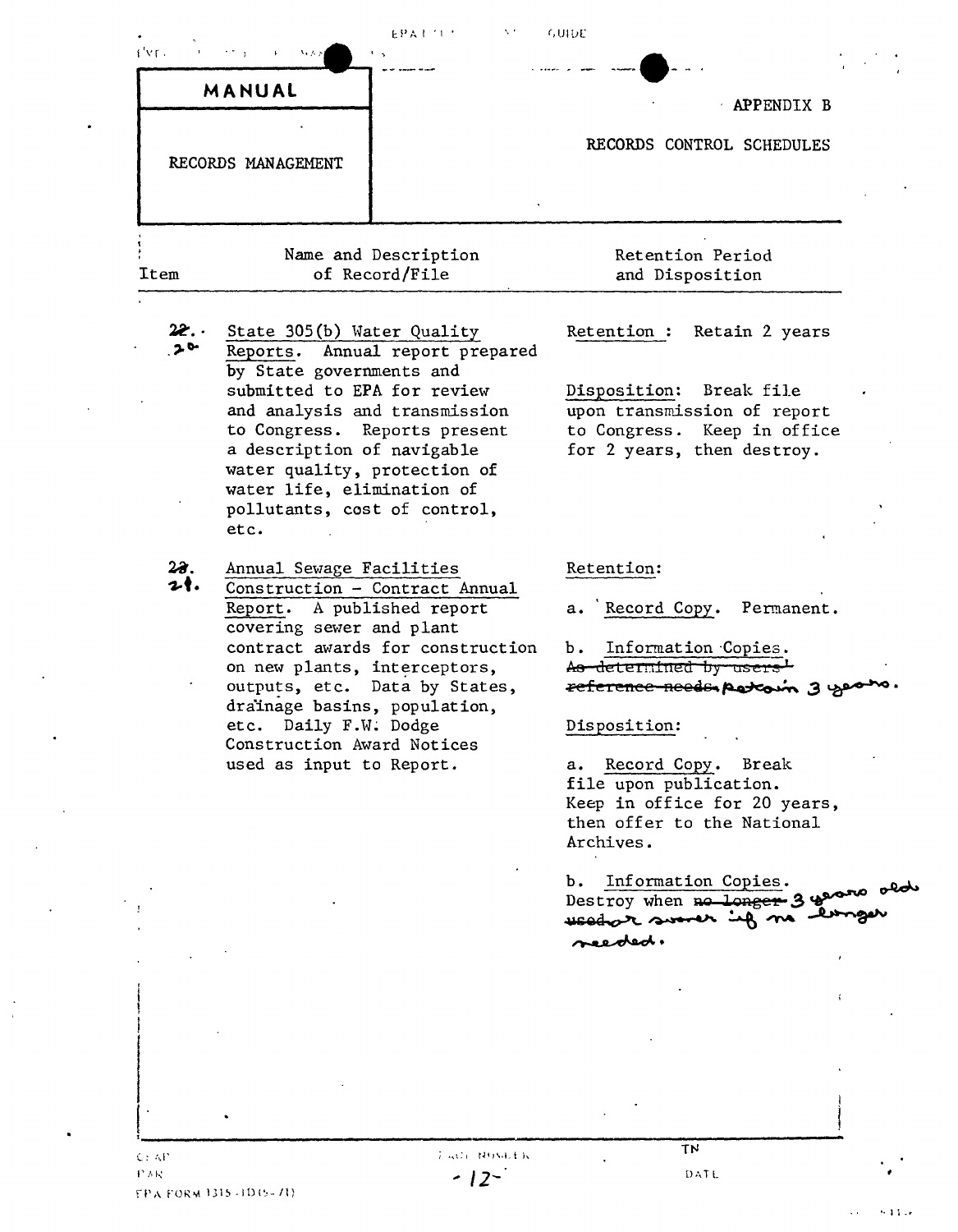MANUAL

RECORDS MANAGEMENT

APPENDIX B

RECORDS CONTROL SCHEDULES

| Item | Name and Description of Record/File | Retention Period and Disposition |
|---|---|---|
| ~~22.~~ 20 | State 305(b) Water Quality Reports. Annual report prepared by State governments and submitted to EPA for review and analysis and transmission to Congress. Reports present a description of navigable water quality, protection of water life, elimination of pollutants, cost of control, etc. | Retention : Retain 2 years<br><br>Disposition: Break file upon transmission of report to Congress. Keep in office for 2 years, then destroy. |
| ~~23.~~ 21. | Annual Sewage Facilities Construction - Contract Annual Report. A published report covering sewer and plant contract awards for construction on new plants, interceptors, outputs, etc. Data by States, drainage basins, population, etc. Daily F.W. Dodge Construction Award Notices used as input to Report. | Retention:<br><br>a. Record Copy. Permanent.<br><br>b. Information Copies. ~~As determined by users' reference needs.~~ Retain 3 years.<br><br>Disposition:<br><br>a. Record Copy. Break file upon publication. Keep in office for 20 years, then offer to the National Archives.<br><br>b. Information Copies. Destroy when ~~no longer used~~ 3 years old or sooner if no longer needed. |

EPA FORM 1315-1D(5-71)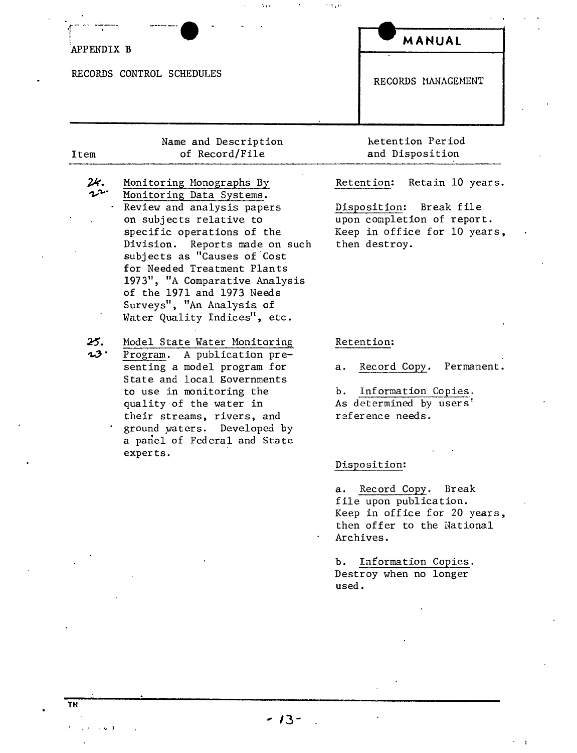APPENDIX B

RECORDS CONTROL SCHEDULES

**MANUAL**

RECORDS MANAGEMENT

| Item | Name and Description of Record/File | Retention Period and Disposition |
|---|---|---|
| 24. 22. | Monitoring Monographs By Monitoring Data Systems. Review and analysis papers on subjects relative to specific operations of the Division. Reports made on such subjects as "Causes of Cost for Needed Treatment Plants 1973", "A Comparative Analysis of the 1971 and 1973 Needs Surveys", "An Analysis of Water Quality Indices", etc. | Retention: Retain 10 years.<br><br>Disposition: Break file upon completion of report. Keep in office for 10 years, then destroy. |
| 25. 23. | Model State Water Monitoring Program. A publication presenting a model program for State and local Governments to use in monitoring the quality of the water in their streams, rivers, and ground waters. Developed by a panel of Federal and State experts. | Retention:<br><br>a. Record Copy. Permanent.<br><br>b. Information Copies. As determined by users' reference needs.<br><br>Disposition:<br><br>a. Record Copy. Break file upon publication. Keep in office for 20 years, then offer to the National Archives.<br><br>b. Information Copies. Destroy when no longer used. |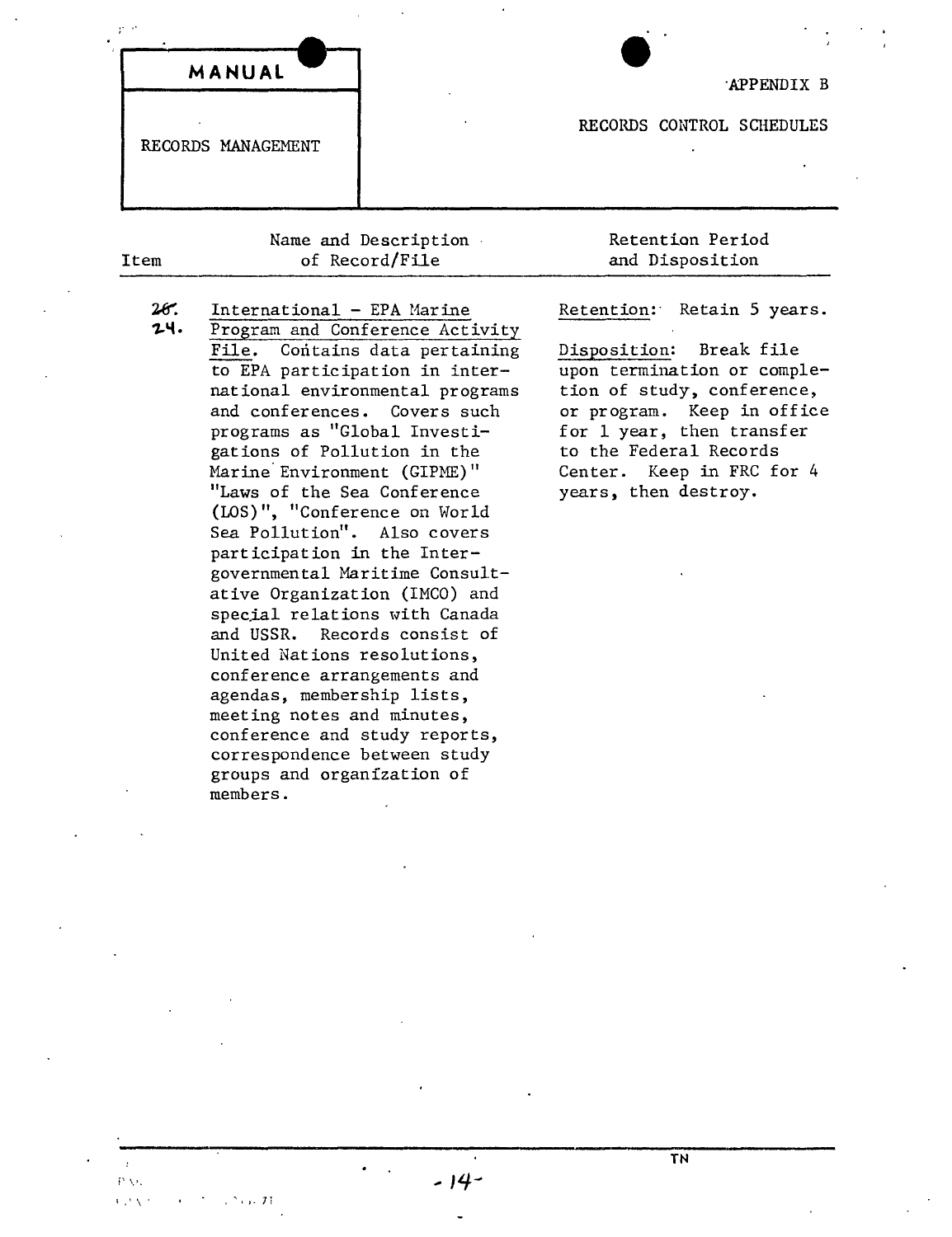MANUAL

RECORDS MANAGEMENT

APPENDIX B

RECORDS CONTROL SCHEDULES

| Item | Name and Description of Record/File | Retention Period and Disposition |
|---|---|---|
| ~~26.~~ 24. | International - EPA Marine Program and Conference Activity File. Contains data pertaining to EPA participation in international environmental programs and conferences. Covers such programs as "Global Investigations of Pollution in the Marine Environment (GIPME)" "Laws of the Sea Conference (LOS)", "Conference on World Sea Pollution". Also covers participation in the Intergovernmental Maritime Consultative Organization (IMCO) and special relations with Canada and USSR. Records consist of United Nations resolutions, conference arrangements and agendas, membership lists, meeting notes and minutes, conference and study reports, correspondence between study groups and organization of members. | Retention: Retain 5 years.<br><br>Disposition: Break file upon termination or completion of study, conference, or program. Keep in office for 1 year, then transfer to the Federal Records Center. Keep in FRC for 4 years, then destroy. |

TN